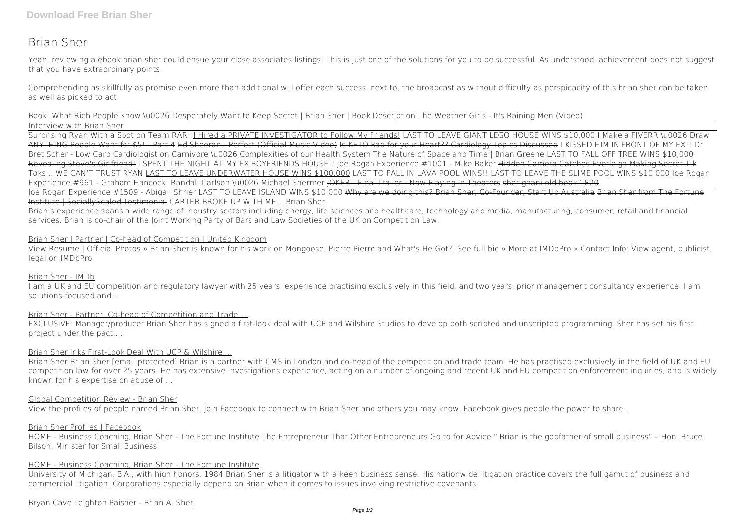# Brian Sher

Yeah, reviewing a ebook brian sher could ensue your close associates listings. This is just one of the solutions for you to be successful. As understood, achievement does not suggest that you have extraordinary points.

Comprehending as skillfully as promise even more than additional will offer each success. next to, the broadcast as without difficulty as perspicacity of this brian sher can be taken as well as picked to act.

Book: What Rich People Know \u0026 Desperately Want to Keep Secret | Brian Sher | Book Description The Weather Girls - It's Raining Men (Video)

Interview with Brian Sher

Surprising Ryan With a Spot on Team RAR!!I Hired a PRIVATE INVESTIGATOR to Follow My Friends! LAST TO LEAVE GIANT LEGO HOUSE WINS $10,000 I Make a FIVERR \u0026 Draw ANYTHING People Want for $5! - Part 4 Ed Sheeran - Perfect (Official Music Video) Is KETO Bad for your Heart?? Cardiology Topics Discussed I KISSED HIM IN FRONT OF MY EX!! Dr. Bret Scher - Low Carb Cardiologist on Carnivore \u0026 Complexities of our Health System The Nature of Space and Time | Brian Greene LAST TO FALL OFF TREE WINS $10,000 Revealing Stove's Girlfriend! I SPENT THE NIGHT AT MY EX BOYFRIENDS HOUSE!! Joe Rogan Experience #1001 - Mike Baker Hidden Camera Catches Everleigh Making Secret Tik Toks... WE CAN'T TRUST RYAN LAST TO LEAVE UNDERWATER HOUSE WINS $100,000 LAST TO FALL IN LAVA POOL WINS!! LAST TO LEAVE THE SLIME POOL WINS $10,000 Joe Rogan Experience #961 - Graham Hancock, Randall Carlson \u0026 Michael Shermer JOKER - Final Trailer - Now Playing In Theaters sher ghani old book 1820

Joe Rogan Experience #1509 - Abigail Shrier LAST TO LEAVE ISLAND WINS $10,000 Why are we doing this? Brian Sher, Co-Founder, Start Up Australia Brian Sher from The Fortune Institute | SociallyScaled Testimonial CARTER BROKE UP WITH ME... Brian Sher

Brian's experience spans a wide range of industry sectors including energy, life sciences and healthcare, technology and media, manufacturing, consumer, retail and financial services. Brian is co-chair of the Joint Working Party of Bars and Law Societies of the UK on Competition Law.

Brian Sher | Partner | Co-head of Competition | United Kingdom

View Resume | Official Photos » Brian Sher is known for his work on Mongoose, Pierre Pierre and What's He Got?. See full bio » More at IMDbPro » Contact Info: View agent, publicist, legal on IMDbPro

Brian Sher - IMDb

I am a UK and EU competition and regulatory lawyer with 25 years' experience practising exclusively in this field, and two years' prior management consultancy experience. I am solutions-focused and...

Brian Sher - Partner, Co-head of Competition and Trade ...

EXCLUSIVE: Manager/producer Brian Sher has signed a first-look deal with UCP and Wilshire Studios to develop both scripted and unscripted programming. Sher has set his first project under the pact,...

Brian Sher Inks First-Look Deal With UCP & Wilshire ...

Brian Sher Brian Sher [email protected] Brian is a partner with CMS in London and co-head of the competition and trade team. He has practised exclusively in the field of UK and EU competition law for over 25 years. He has extensive investigations experience, acting on a number of ongoing and recent UK and EU competition enforcement inquiries, and is widely known for his expertise on abuse of ...

Global Competition Review - Brian Sher

View the profiles of people named Brian Sher. Join Facebook to connect with Brian Sher and others you may know. Facebook gives people the power to share...

Brian Sher Profiles | Facebook

HOME - Business Coaching, Brian Sher - The Fortune Institute The Entrepreneur That Other Entrepreneurs Go to for Advice " Brian is the godfather of small business" – Hon. Bruce Bilson, Minister for Small Business

HOME - Business Coaching, Brian Sher - The Fortune Institute

University of Michigan, B.A., with high honors, 1984 Brian Sher is a litigator with a keen business sense. His nationwide litigation practice covers the full gamut of business and commercial litigation. Corporations especially depend on Brian when it comes to issues involving restrictive covenants.

Bryan Cave Leighton Paisner - Brian A. Sher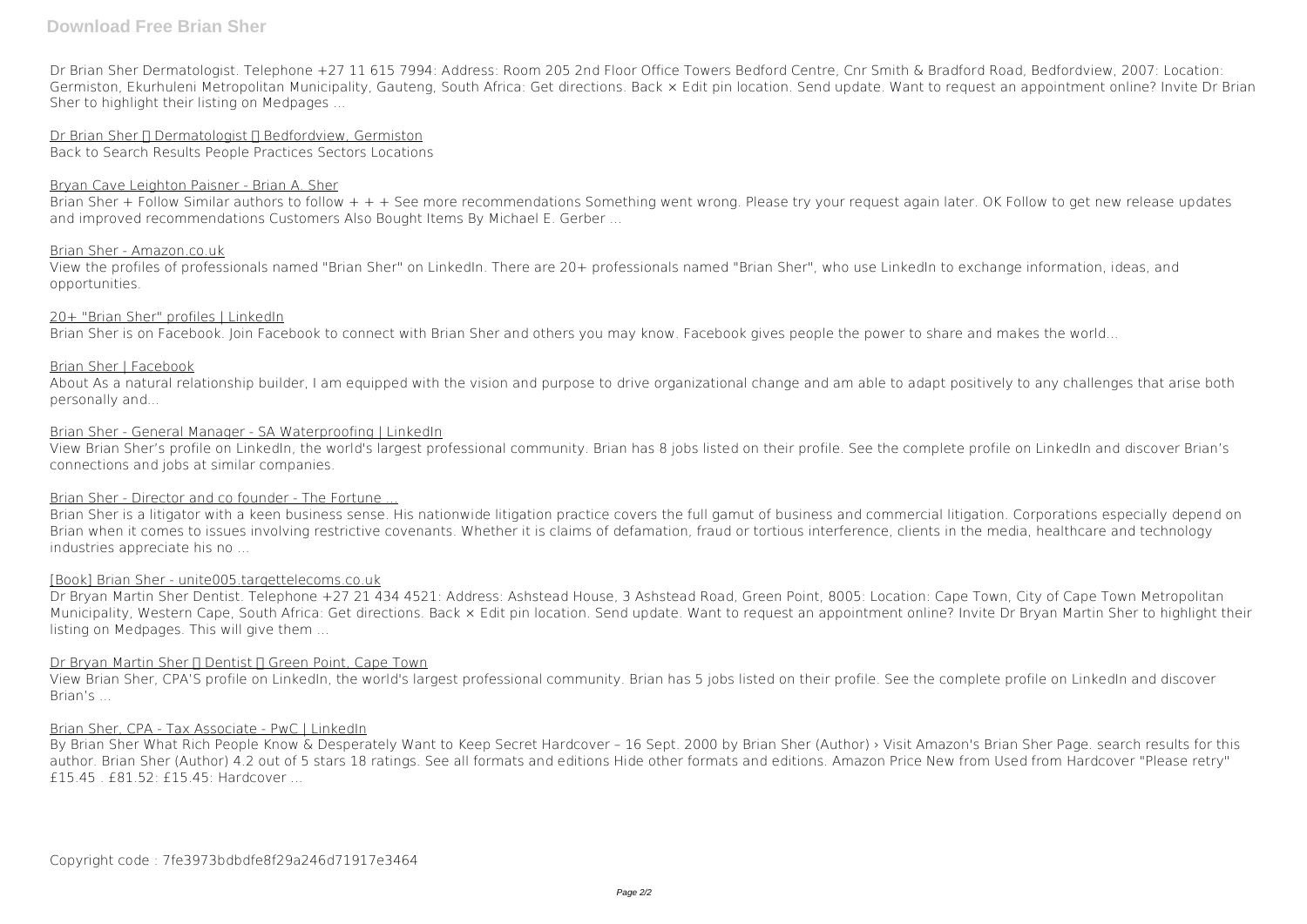Dr Brian Sher Dermatologist. Telephone +27 11 615 7994: Address: Room 205 2nd Floor Office Towers Bedford Centre, Cnr Smith & Bradford Road, Bedfordview, 2007: Location: Germiston, Ekurhuleni Metropolitan Municipality, Gauteng, South Africa: Get directions. Back × Edit pin location. Send update. Want to request an appointment online? Invite Dr Brian Sher to highlight their listing on Medpages ...

Dr Brian Sher  Dermatologist  Bedfordview, Germiston
Back to Search Results People Practices Sectors Locations

Bryan Cave Leighton Paisner - Brian A. Sher
Brian Sher + Follow Similar authors to follow + + + See more recommendations Something went wrong. Please try your request again later. OK Follow to get new release updates and improved recommendations Customers Also Bought Items By Michael E. Gerber ...

Brian Sher - Amazon.co.uk
View the profiles of professionals named "Brian Sher" on LinkedIn. There are 20+ professionals named "Brian Sher", who use LinkedIn to exchange information, ideas, and opportunities.

20+ "Brian Sher" profiles | LinkedIn
Brian Sher is on Facebook. Join Facebook to connect with Brian Sher and others you may know. Facebook gives people the power to share and makes the world...

Brian Sher | Facebook
About As a natural relationship builder, I am equipped with the vision and purpose to drive organizational change and am able to adapt positively to any challenges that arise both personally and...

Brian Sher - General Manager - SA Waterproofing | LinkedIn
View Brian Sher's profile on LinkedIn, the world's largest professional community. Brian has 8 jobs listed on their profile. See the complete profile on LinkedIn and discover Brian's connections and jobs at similar companies.

Brian Sher - Director and co founder - The Fortune ...
Brian Sher is a litigator with a keen business sense. His nationwide litigation practice covers the full gamut of business and commercial litigation. Corporations especially depend on Brian when it comes to issues involving restrictive covenants. Whether it is claims of defamation, fraud or tortious interference, clients in the media, healthcare and technology industries appreciate his no ...

[Book] Brian Sher - unite005.targettelecoms.co.uk
Dr Bryan Martin Sher Dentist. Telephone +27 21 434 4521: Address: Ashstead House, 3 Ashstead Road, Green Point, 8005: Location: Cape Town, City of Cape Town Metropolitan Municipality, Western Cape, South Africa: Get directions. Back × Edit pin location. Send update. Want to request an appointment online? Invite Dr Bryan Martin Sher to highlight their listing on Medpages. This will give them ...

Dr Bryan Martin Sher  Dentist  Green Point, Cape Town
View Brian Sher, CPA'S profile on LinkedIn, the world's largest professional community. Brian has 5 jobs listed on their profile. See the complete profile on LinkedIn and discover Brian's ...

Brian Sher, CPA - Tax Associate - PwC | LinkedIn
By Brian Sher What Rich People Know & Desperately Want to Keep Secret Hardcover – 16 Sept. 2000 by Brian Sher (Author) › Visit Amazon's Brian Sher Page. search results for this author. Brian Sher (Author) 4.2 out of 5 stars 18 ratings. See all formats and editions Hide other formats and editions. Amazon Price New from Used from Hardcover "Please retry" £15.45 . £81.52: £15.45: Hardcover ...

Copyright code : 7fe3973bdbdfe8f29a246d71917e3464